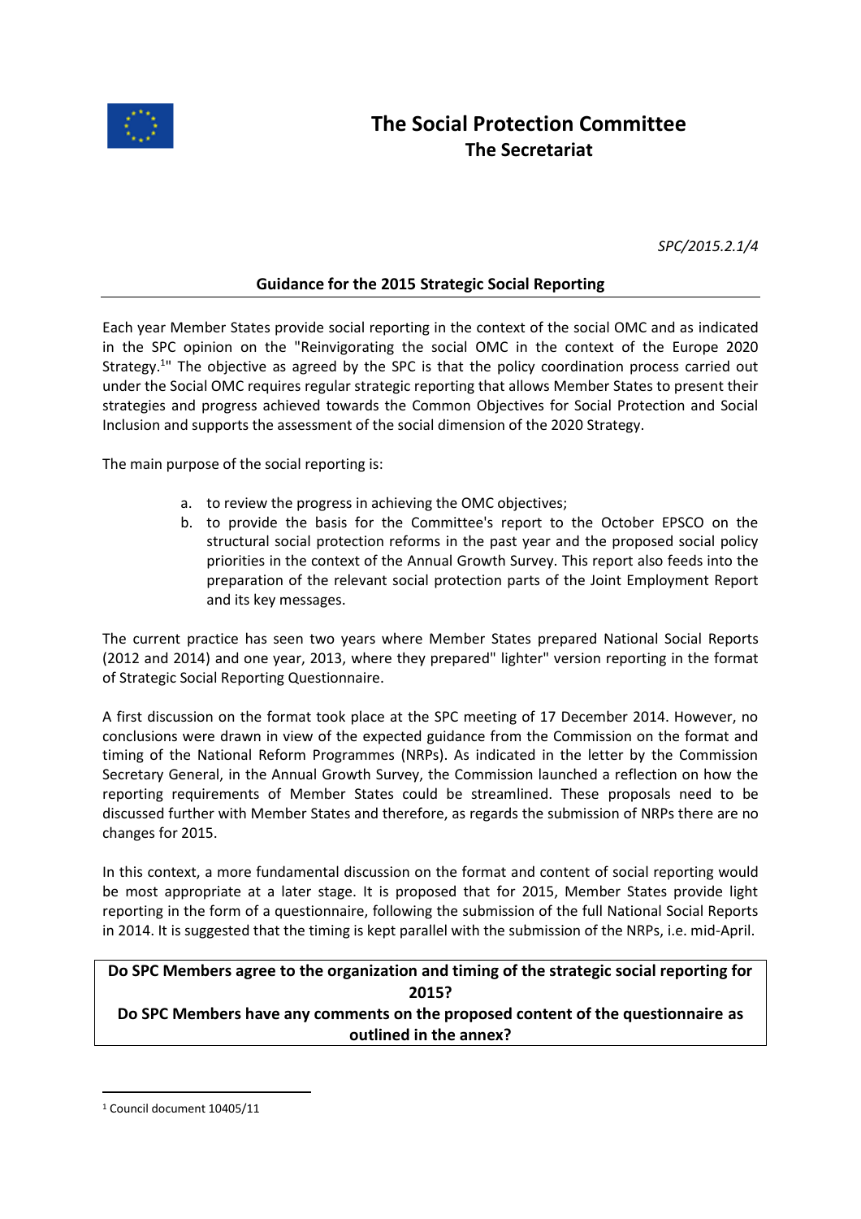# The Social Protection Committee

## The Secretariat

*SPC/2015.2.1/4*

### Guidance for the 2015 Strategic Social Reporting

Each year Member States provide social reporting in the context of the social OMC and as indicated in the SPC opinion on the "Reinvigorating the social OMC in the context of the Europe 2020 Strategy.[1]" The objective as agreed by the SPC is that the policy coordination process carried out under the Social OMC requires regular strategic reporting that allows Member States to present their strategies and progress achieved towards the Common Objectives for Social Protection and Social Inclusion and supports the assessment of the social dimension of the 2020 Strategy.

The main purpose of the social reporting is:

a. to review the progress in achieving the OMC objectives;
b. to provide the basis for the Committee's report to the October EPSCO on the structural social protection reforms in the past year and the proposed social policy priorities in the context of the Annual Growth Survey. This report also feeds into the preparation of the relevant social protection parts of the Joint Employment Report and its key messages.

The current practice has seen two years where Member States prepared National Social Reports (2012 and 2014) and one year, 2013, where they prepared" lighter" version reporting in the format of Strategic Social Reporting Questionnaire.

A first discussion on the format took place at the SPC meeting of 17 December 2014. However, no conclusions were drawn in view of the expected guidance from the Commission on the format and timing of the National Reform Programmes (NRPs). As indicated in the letter by the Commission Secretary General, in the Annual Growth Survey, the Commission launched a reflection on how the reporting requirements of Member States could be streamlined. These proposals need to be discussed further with Member States and therefore, as regards the submission of NRPs there are no changes for 2015.

In this context, a more fundamental discussion on the format and content of social reporting would be most appropriate at a later stage. It is proposed that for 2015, Member States provide light reporting in the form of a questionnaire, following the submission of the full National Social Reports in 2014. It is suggested that the timing is kept parallel with the submission of the NRPs, i.e. mid-April.

**Do SPC Members agree to the organization and timing of the strategic social reporting for 2015?**

**Do SPC Members have any comments on the proposed content of the questionnaire as outlined in the annex?**

[1] Council document 10405/11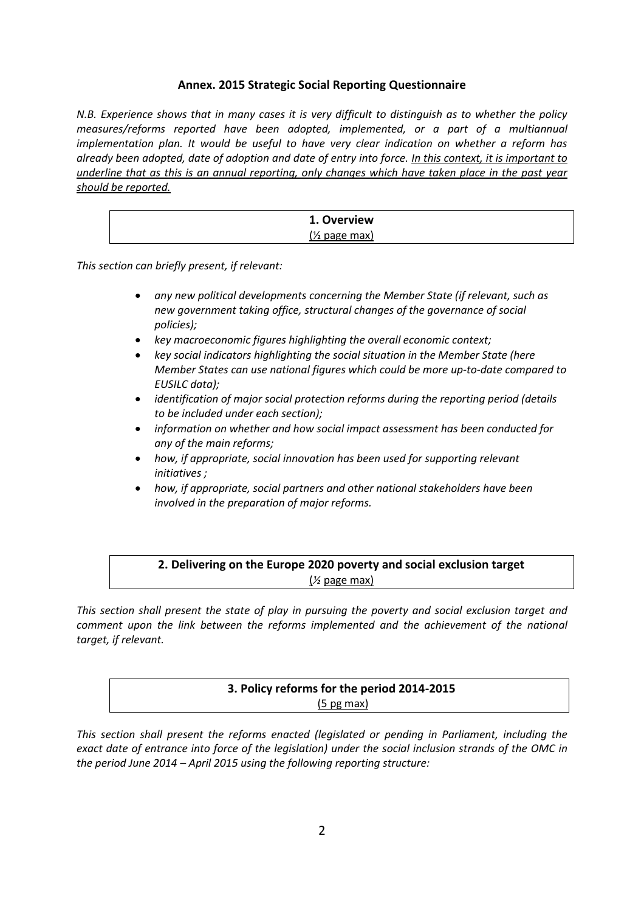## Annex. 2015 Strategic Social Reporting Questionnaire

*N.B. Experience shows that in many cases it is very difficult to distinguish as to whether the policy measures/reforms reported have been adopted, implemented, or a part of a multiannual implementation plan. It would be useful to have very clear indication on whether a reform has already been adopted, date of adoption and date of entry into force. <u>In this context, it is important to underline that as this is an annual reporting, only changes which have taken place in the past year should be reported.</u>*

### 1. Overview

<u>(½ page max)</u>

*This section can briefly present, if relevant:*

- *any new political developments concerning the Member State (if relevant, such as new government taking office, structural changes of the governance of social policies);*
- *key macroeconomic figures highlighting the overall economic context;*
- *key social indicators highlighting the social situation in the Member State (here Member States can use national figures which could be more up-to-date compared to EUSILC data);*
- *identification of major social protection reforms during the reporting period (details to be included under each section);*
- *information on whether and how social impact assessment has been conducted for any of the main reforms;*
- *how, if appropriate, social innovation has been used for supporting relevant initiatives ;*
- *how, if appropriate, social partners and other national stakeholders have been involved in the preparation of major reforms.*

### 2. Delivering on the Europe 2020 poverty and social exclusion target

(*½* <u>page max)</u>

*This section shall present the state of play in pursuing the poverty and social exclusion target and comment upon the link between the reforms implemented and the achievement of the national target, if relevant.*

### 3. Policy reforms for the period 2014-2015

<u>(5 pg max)</u>

*This section shall present the reforms enacted (legislated or pending in Parliament, including the exact date of entrance into force of the legislation) under the social inclusion strands of the OMC in the period June 2014 – April 2015 using the following reporting structure:*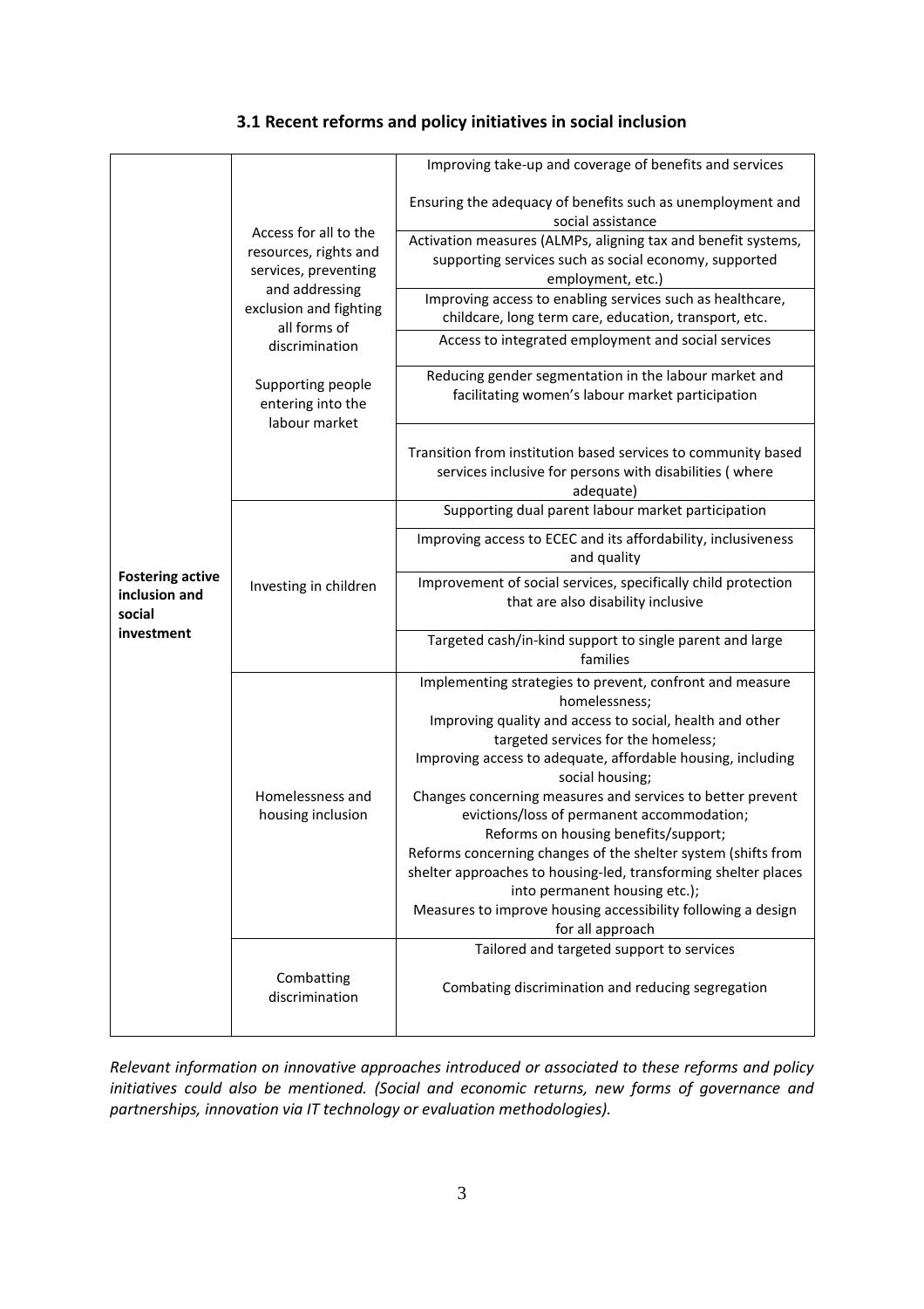### 3.1 Recent reforms and policy initiatives in social inclusion

| | | |
|---|---|---|
| **Fostering active inclusion and social investment** | Access for all to the resources, rights and services, preventing and addressing exclusion and fighting all forms of discrimination<br><br>Supporting people entering into the labour market | Improving take-up and coverage of benefits and services<br><br>Ensuring the adequacy of benefits such as unemployment and social assistance |
| | | Activation measures (ALMPs, aligning tax and benefit systems, supporting services such as social economy, supported employment, etc.) |
| | | Improving access to enabling services such as healthcare, childcare, long term care, education, transport, etc. |
| | | Access to integrated employment and social services |
| | | Reducing gender segmentation in the labour market and facilitating women's labour market participation |
| | | Transition from institution based services to community based services inclusive for persons with disabilities ( where adequate) |
| | Investing in children | Supporting dual parent labour market participation |
| | | Improving access to ECEC and its affordability, inclusiveness and quality |
| | | Improvement of social services, specifically child protection that are also disability inclusive |
| | | Targeted cash/in-kind support to single parent and large families |
| | Homelessness and housing inclusion | Implementing strategies to prevent, confront and measure homelessness;<br>Improving quality and access to social, health and other targeted services for the homeless;<br>Improving access to adequate, affordable housing, including social housing;<br>Changes concerning measures and services to better prevent evictions/loss of permanent accommodation;<br>Reforms on housing benefits/support;<br>Reforms concerning changes of the shelter system (shifts from shelter approaches to housing-led, transforming shelter places into permanent housing etc.);<br>Measures to improve housing accessibility following a design for all approach |
| | Combatting discrimination | Tailored and targeted support to services<br><br>Combating discrimination and reducing segregation |

*Relevant information on innovative approaches introduced or associated to these reforms and policy initiatives could also be mentioned. (Social and economic returns, new forms of governance and partnerships, innovation via IT technology or evaluation methodologies).*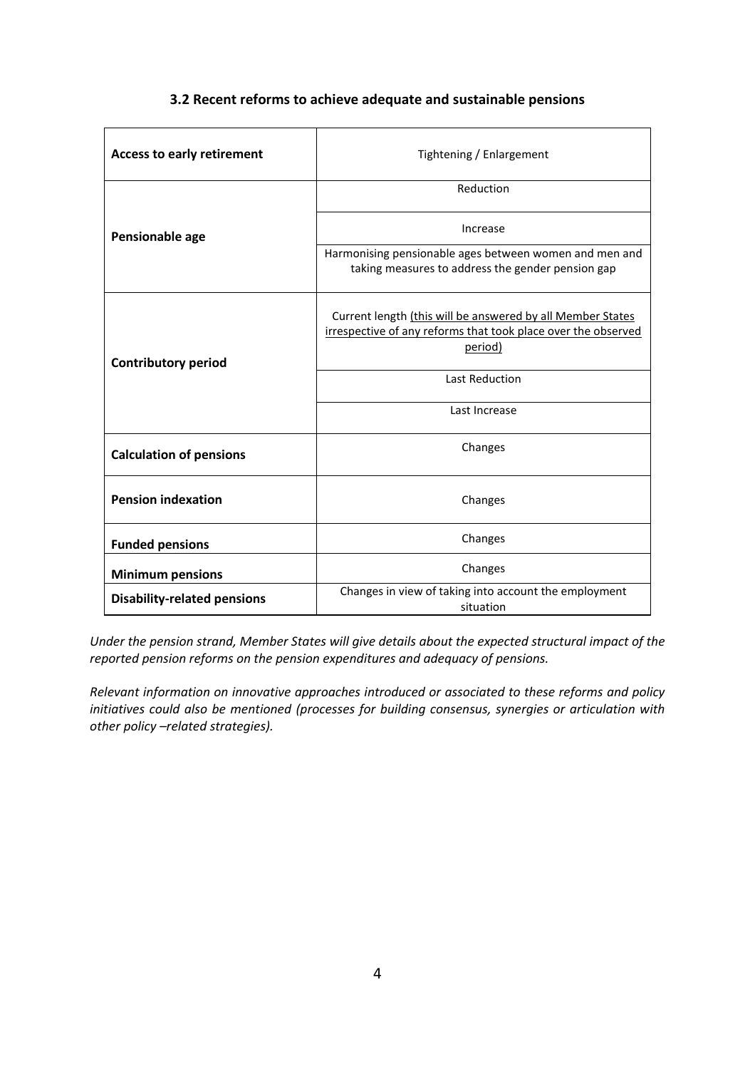### 3.2 Recent reforms to achieve adequate and sustainable pensions

| | |
|---|---|
| **Access to early retirement** | Tightening / Enlargement |
| **Pensionable age** | Reduction |
| | Increase |
| | Harmonising pensionable ages between women and men and taking measures to address the gender pension gap |
| **Contributory period** | Current length (this will be answered by all Member States irrespective of any reforms that took place over the observed period) |
| | Last Reduction |
| | Last Increase |
| **Calculation of pensions** | Changes |
| **Pension indexation** | Changes |
| **Funded pensions** | Changes |
| **Minimum pensions** | Changes |
| **Disability-related pensions** | Changes in view of taking into account the employment situation |

*Under the pension strand, Member States will give details about the expected structural impact of the reported pension reforms on the pension expenditures and adequacy of pensions.*

*Relevant information on innovative approaches introduced or associated to these reforms and policy initiatives could also be mentioned (processes for building consensus, synergies or articulation with other policy –related strategies).*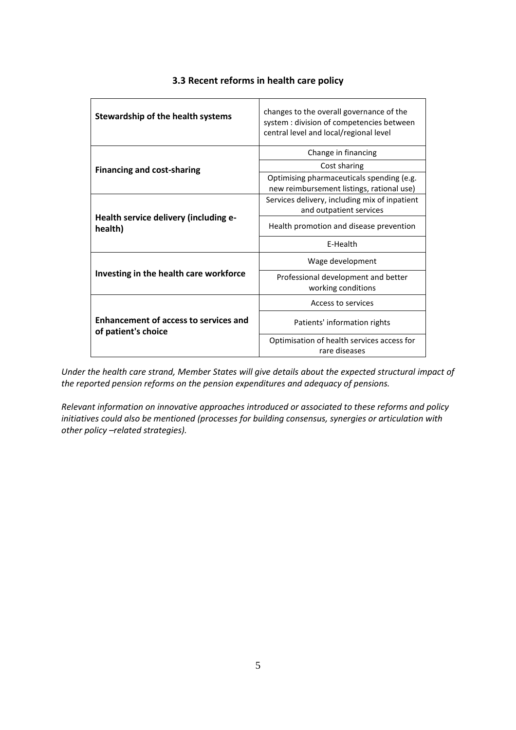### 3.3 Recent reforms in health care policy

| | |
|---|---|
| **Stewardship of the health systems** | changes to the overall governance of the system : division of competencies between central level and local/regional level |
| **Financing and cost-sharing** | Change in financing |
| | Cost sharing |
| | Optimising pharmaceuticals spending (e.g. new reimbursement listings, rational use) |
| **Health service delivery (including e-health)** | Services delivery, including mix of inpatient and outpatient services |
| | Health promotion and disease prevention |
| | E-Health |
| **Investing in the health care workforce** | Wage development |
| | Professional development and better working conditions |
| **Enhancement of access to services and of patient's choice** | Access to services |
| | Patients' information rights |
| | Optimisation of health services access for rare diseases |

*Under the health care strand, Member States will give details about the expected structural impact of the reported pension reforms on the pension expenditures and adequacy of pensions.*

*Relevant information on innovative approaches introduced or associated to these reforms and policy initiatives could also be mentioned (processes for building consensus, synergies or articulation with other policy –related strategies).*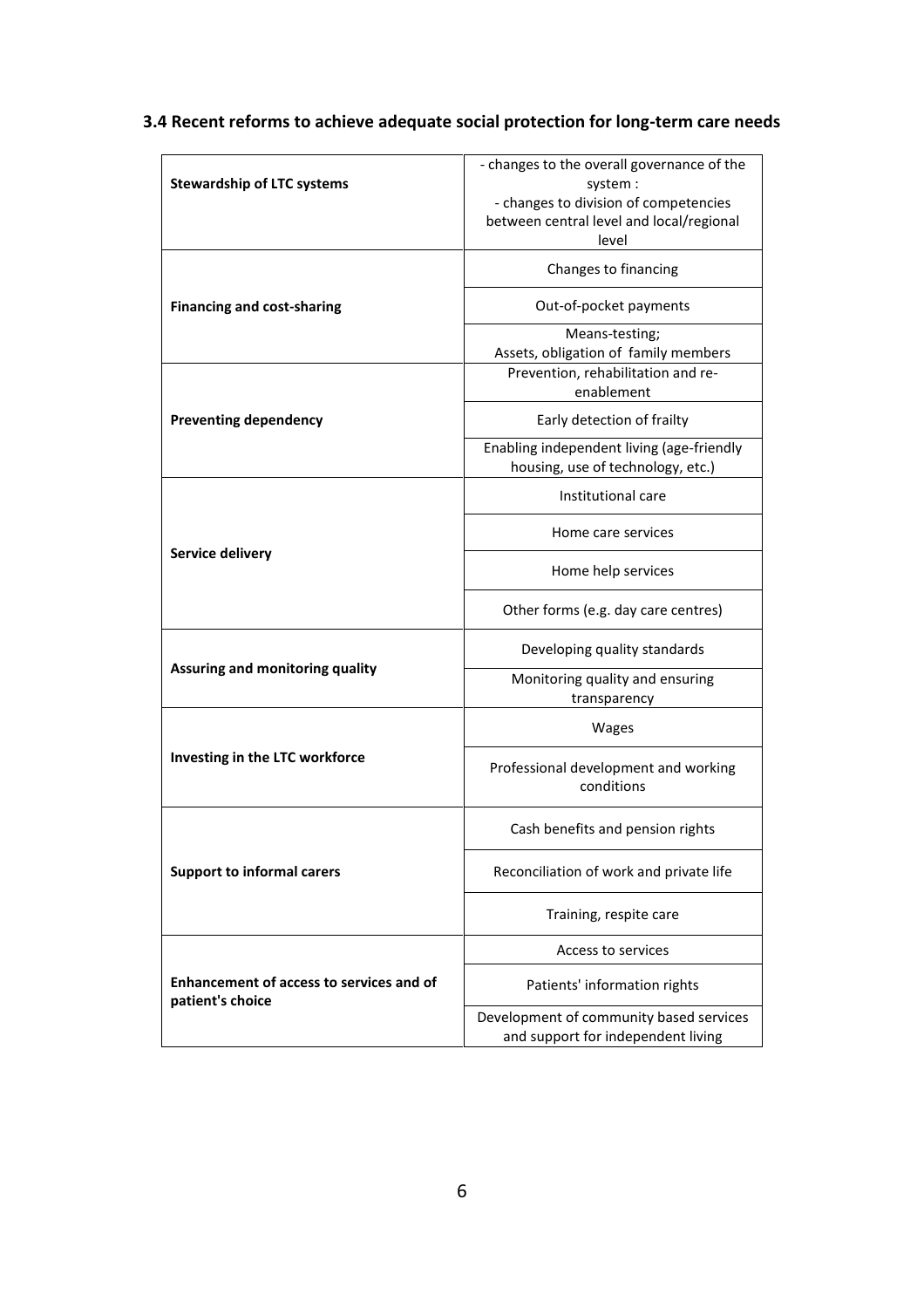### 3.4 Recent reforms to achieve adequate social protection for long-term care needs

| | |
|---|---|
| **Stewardship of LTC systems** | - changes to the overall governance of the system :<br>- changes to division of competencies between central level and local/regional level |
| **Financing and cost-sharing** | Changes to financing |
| | Out-of-pocket payments |
| | Means-testing;<br>Assets, obligation of family members |
| **Preventing dependency** | Prevention, rehabilitation and re-enablement |
| | Early detection of frailty |
| | Enabling independent living (age-friendly housing, use of technology, etc.) |
| **Service delivery** | Institutional care |
| | Home care services |
| | Home help services |
| | Other forms (e.g. day care centres) |
| **Assuring and monitoring quality** | Developing quality standards |
| | Monitoring quality and ensuring transparency |
| **Investing in the LTC workforce** | Wages |
| | Professional development and working conditions |
| **Support to informal carers** | Cash benefits and pension rights |
| | Reconciliation of work and private life |
| | Training, respite care |
| **Enhancement of access to services and of patient's choice** | Access to services |
| | Patients' information rights |
| | Development of community based services and support for independent living |